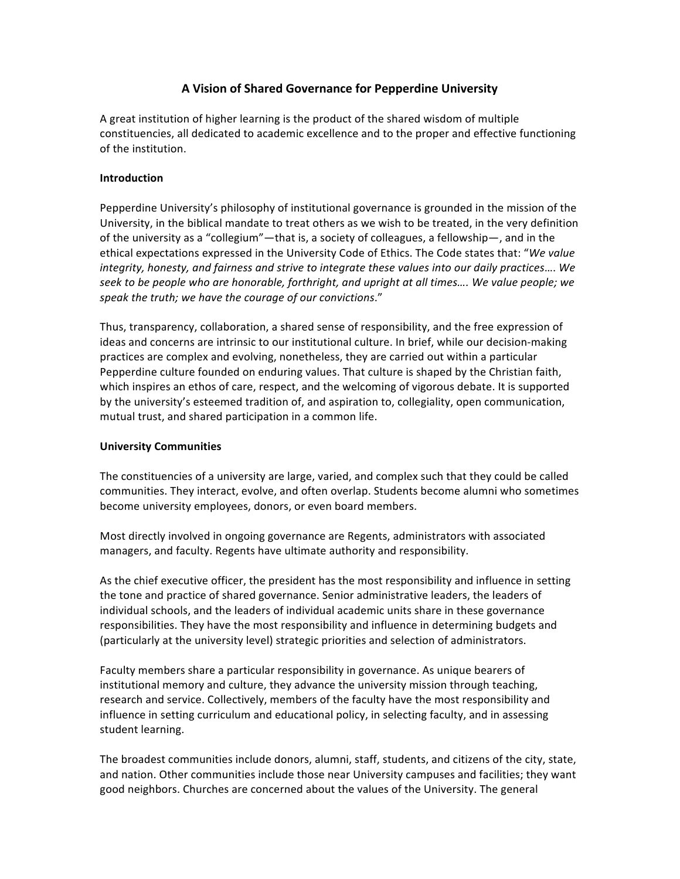# A Vision of Shared Governance for Pepperdine University

A great institution of higher learning is the product of the shared wisdom of multiple constituencies, all dedicated to academic excellence and to the proper and effective functioning of the institution.

**Introduction**

Pepperdine University's philosophy of institutional governance is grounded in the mission of the University, in the biblical mandate to treat others as we wish to be treated, in the very definition of the university as a "collegium"—that is, a society of colleagues, a fellowship—, and in the ethical expectations expressed in the University Code of Ethics. The Code states that: "*We value integrity, honesty, and fairness and strive to integrate these values into our daily practices…. We seek to be people who are honorable, forthright, and upright at all times…. We value people; we speak the truth; we have the courage of our convictions*."

Thus, transparency, collaboration, a shared sense of responsibility, and the free expression of ideas and concerns are intrinsic to our institutional culture. In brief, while our decision-making practices are complex and evolving, nonetheless, they are carried out within a particular Pepperdine culture founded on enduring values. That culture is shaped by the Christian faith, which inspires an ethos of care, respect, and the welcoming of vigorous debate. It is supported by the university's esteemed tradition of, and aspiration to, collegiality, open communication, mutual trust, and shared participation in a common life.

**University Communities**

The constituencies of a university are large, varied, and complex such that they could be called communities. They interact, evolve, and often overlap. Students become alumni who sometimes become university employees, donors, or even board members.

Most directly involved in ongoing governance are Regents, administrators with associated managers, and faculty. Regents have ultimate authority and responsibility.

As the chief executive officer, the president has the most responsibility and influence in setting the tone and practice of shared governance. Senior administrative leaders, the leaders of individual schools, and the leaders of individual academic units share in these governance responsibilities. They have the most responsibility and influence in determining budgets and (particularly at the university level) strategic priorities and selection of administrators.

Faculty members share a particular responsibility in governance. As unique bearers of institutional memory and culture, they advance the university mission through teaching, research and service. Collectively, members of the faculty have the most responsibility and influence in setting curriculum and educational policy, in selecting faculty, and in assessing student learning.

The broadest communities include donors, alumni, staff, students, and citizens of the city, state, and nation. Other communities include those near University campuses and facilities; they want good neighbors. Churches are concerned about the values of the University. The general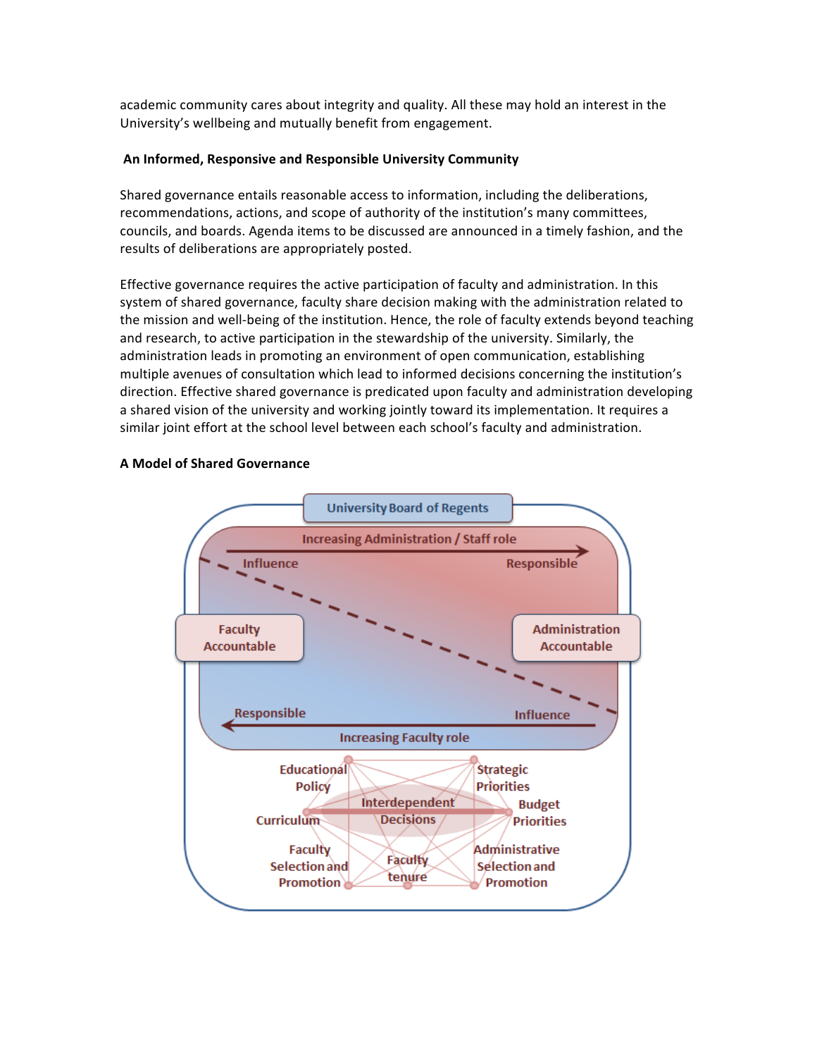academic community cares about integrity and quality. All these may hold an interest in the University's wellbeing and mutually benefit from engagement.

**An Informed, Responsive and Responsible University Community**

Shared governance entails reasonable access to information, including the deliberations, recommendations, actions, and scope of authority of the institution's many committees, councils, and boards. Agenda items to be discussed are announced in a timely fashion, and the results of deliberations are appropriately posted.

Effective governance requires the active participation of faculty and administration. In this system of shared governance, faculty share decision making with the administration related to the mission and well-being of the institution. Hence, the role of faculty extends beyond teaching and research, to active participation in the stewardship of the university. Similarly, the administration leads in promoting an environment of open communication, establishing multiple avenues of consultation which lead to informed decisions concerning the institution's direction. Effective shared governance is predicated upon faculty and administration developing a shared vision of the university and working jointly toward its implementation. It requires a similar joint effort at the school level between each school's faculty and administration.

**A Model of Shared Governance**

University Board of Regents

Increasing Administration / Staff role

Influence — Responsible

Faculty Accountable — Administration Accountable

Responsible — Influence

Increasing Faculty role

Interdependent Decisions: Educational Policy; Strategic Priorities; Curriculum; Budget Priorities; Faculty Selection and Promotion; Faculty tenure; Administrative Selection and Promotion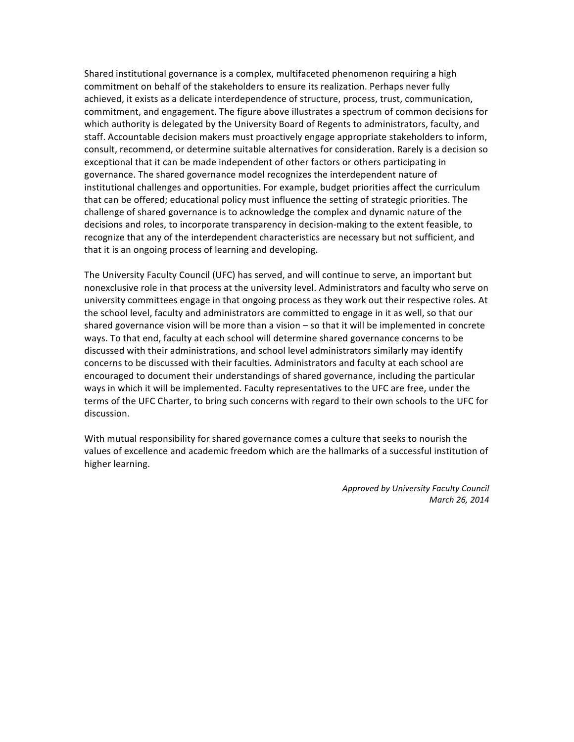Shared institutional governance is a complex, multifaceted phenomenon requiring a high commitment on behalf of the stakeholders to ensure its realization. Perhaps never fully achieved, it exists as a delicate interdependence of structure, process, trust, communication, commitment, and engagement. The figure above illustrates a spectrum of common decisions for which authority is delegated by the University Board of Regents to administrators, faculty, and staff. Accountable decision makers must proactively engage appropriate stakeholders to inform, consult, recommend, or determine suitable alternatives for consideration. Rarely is a decision so exceptional that it can be made independent of other factors or others participating in governance. The shared governance model recognizes the interdependent nature of institutional challenges and opportunities. For example, budget priorities affect the curriculum that can be offered; educational policy must influence the setting of strategic priorities. The challenge of shared governance is to acknowledge the complex and dynamic nature of the decisions and roles, to incorporate transparency in decision-making to the extent feasible, to recognize that any of the interdependent characteristics are necessary but not sufficient, and that it is an ongoing process of learning and developing.

The University Faculty Council (UFC) has served, and will continue to serve, an important but nonexclusive role in that process at the university level. Administrators and faculty who serve on university committees engage in that ongoing process as they work out their respective roles. At the school level, faculty and administrators are committed to engage in it as well, so that our shared governance vision will be more than a vision – so that it will be implemented in concrete ways. To that end, faculty at each school will determine shared governance concerns to be discussed with their administrations, and school level administrators similarly may identify concerns to be discussed with their faculties. Administrators and faculty at each school are encouraged to document their understandings of shared governance, including the particular ways in which it will be implemented. Faculty representatives to the UFC are free, under the terms of the UFC Charter, to bring such concerns with regard to their own schools to the UFC for discussion.

With mutual responsibility for shared governance comes a culture that seeks to nourish the values of excellence and academic freedom which are the hallmarks of a successful institution of higher learning.

*Approved by University Faculty Council*
*March 26, 2014*